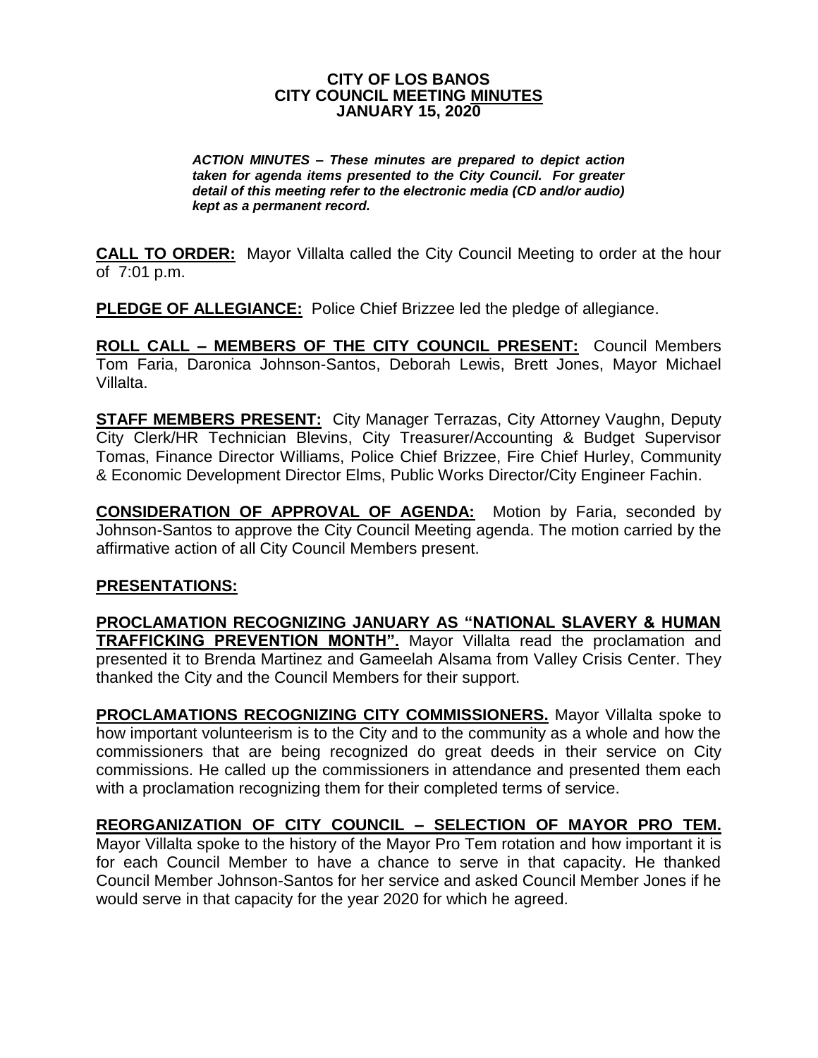**CITY OF LOS BANOS**
**CITY COUNCIL MEETING MINUTES**
**JANUARY 15, 2020**

***ACTION MINUTES – These minutes are prepared to depict action taken for agenda items presented to the City Council. For greater detail of this meeting refer to the electronic media (CD and/or audio) kept as a permanent record.***

**CALL TO ORDER:** Mayor Villalta called the City Council Meeting to order at the hour of 7:01 p.m.

**PLEDGE OF ALLEGIANCE:** Police Chief Brizzee led the pledge of allegiance.

**ROLL CALL – MEMBERS OF THE CITY COUNCIL PRESENT:** Council Members Tom Faria, Daronica Johnson-Santos, Deborah Lewis, Brett Jones, Mayor Michael Villalta.

**STAFF MEMBERS PRESENT:** City Manager Terrazas, City Attorney Vaughn, Deputy City Clerk/HR Technician Blevins, City Treasurer/Accounting & Budget Supervisor Tomas, Finance Director Williams, Police Chief Brizzee, Fire Chief Hurley, Community & Economic Development Director Elms, Public Works Director/City Engineer Fachin.

**CONSIDERATION OF APPROVAL OF AGENDA:** Motion by Faria, seconded by Johnson-Santos to approve the City Council Meeting agenda. The motion carried by the affirmative action of all City Council Members present.

**PRESENTATIONS:**

**PROCLAMATION RECOGNIZING JANUARY AS "NATIONAL SLAVERY & HUMAN TRAFFICKING PREVENTION MONTH".** Mayor Villalta read the proclamation and presented it to Brenda Martinez and Gameelah Alsama from Valley Crisis Center. They thanked the City and the Council Members for their support.

**PROCLAMATIONS RECOGNIZING CITY COMMISSIONERS.** Mayor Villalta spoke to how important volunteerism is to the City and to the community as a whole and how the commissioners that are being recognized do great deeds in their service on City commissions. He called up the commissioners in attendance and presented them each with a proclamation recognizing them for their completed terms of service.

**REORGANIZATION OF CITY COUNCIL – SELECTION OF MAYOR PRO TEM.** Mayor Villalta spoke to the history of the Mayor Pro Tem rotation and how important it is for each Council Member to have a chance to serve in that capacity. He thanked Council Member Johnson-Santos for her service and asked Council Member Jones if he would serve in that capacity for the year 2020 for which he agreed.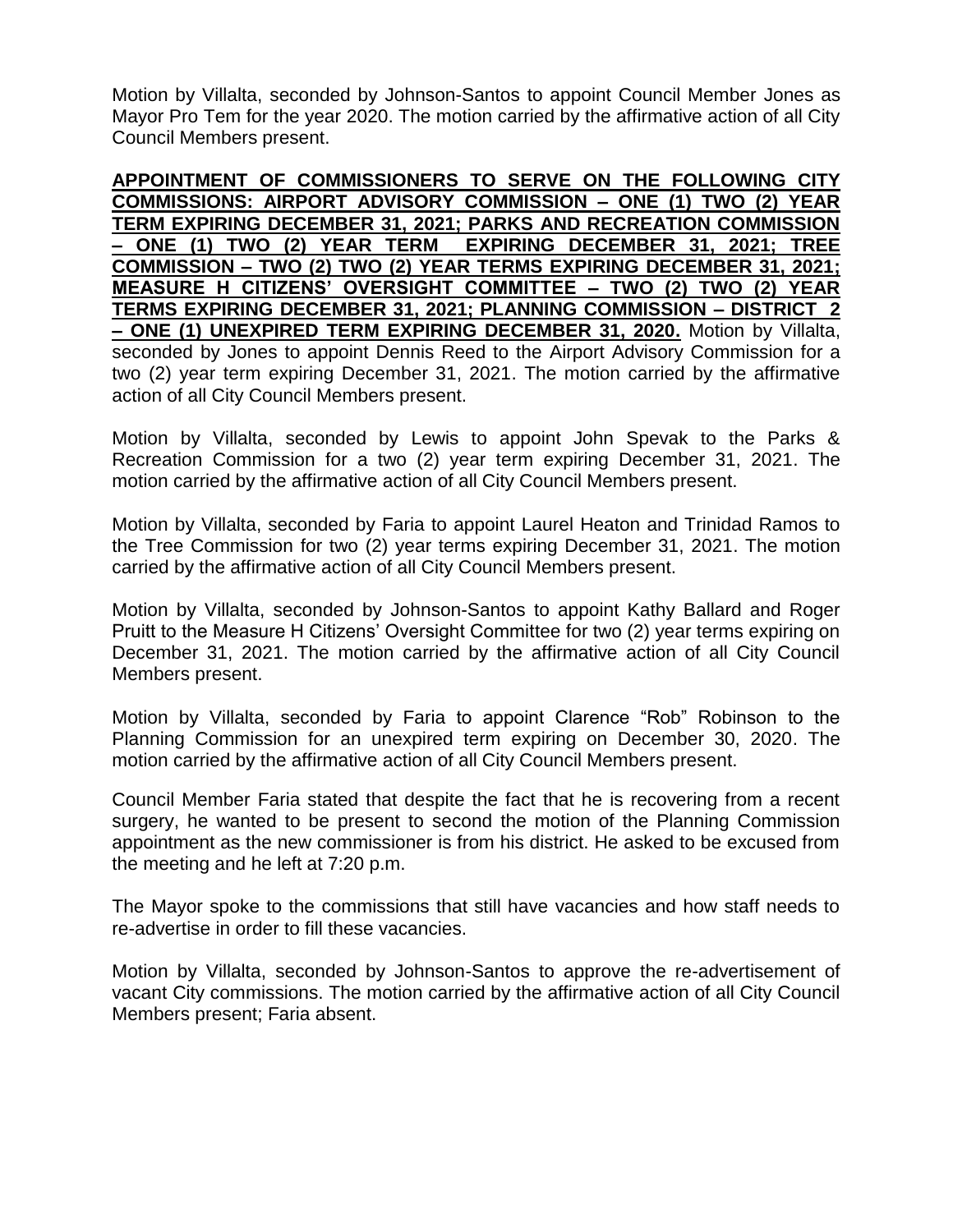Motion by Villalta, seconded by Johnson-Santos to appoint Council Member Jones as Mayor Pro Tem for the year 2020. The motion carried by the affirmative action of all City Council Members present.

**APPOINTMENT OF COMMISSIONERS TO SERVE ON THE FOLLOWING CITY COMMISSIONS: AIRPORT ADVISORY COMMISSION – ONE (1) TWO (2) YEAR TERM EXPIRING DECEMBER 31, 2021; PARKS AND RECREATION COMMISSION – ONE (1) TWO (2) YEAR TERM EXPIRING DECEMBER 31, 2021; TREE COMMISSION – TWO (2) TWO (2) YEAR TERMS EXPIRING DECEMBER 31, 2021; MEASURE H CITIZENS' OVERSIGHT COMMITTEE – TWO (2) TWO (2) YEAR TERMS EXPIRING DECEMBER 31, 2021; PLANNING COMMISSION – DISTRICT 2 – ONE (1) UNEXPIRED TERM EXPIRING DECEMBER 31, 2020.** Motion by Villalta, seconded by Jones to appoint Dennis Reed to the Airport Advisory Commission for a two (2) year term expiring December 31, 2021. The motion carried by the affirmative action of all City Council Members present.

Motion by Villalta, seconded by Lewis to appoint John Spevak to the Parks & Recreation Commission for a two (2) year term expiring December 31, 2021. The motion carried by the affirmative action of all City Council Members present.

Motion by Villalta, seconded by Faria to appoint Laurel Heaton and Trinidad Ramos to the Tree Commission for two (2) year terms expiring December 31, 2021. The motion carried by the affirmative action of all City Council Members present.

Motion by Villalta, seconded by Johnson-Santos to appoint Kathy Ballard and Roger Pruitt to the Measure H Citizens' Oversight Committee for two (2) year terms expiring on December 31, 2021. The motion carried by the affirmative action of all City Council Members present.

Motion by Villalta, seconded by Faria to appoint Clarence "Rob" Robinson to the Planning Commission for an unexpired term expiring on December 30, 2020. The motion carried by the affirmative action of all City Council Members present.

Council Member Faria stated that despite the fact that he is recovering from a recent surgery, he wanted to be present to second the motion of the Planning Commission appointment as the new commissioner is from his district. He asked to be excused from the meeting and he left at 7:20 p.m.

The Mayor spoke to the commissions that still have vacancies and how staff needs to re-advertise in order to fill these vacancies.

Motion by Villalta, seconded by Johnson-Santos to approve the re-advertisement of vacant City commissions. The motion carried by the affirmative action of all City Council Members present; Faria absent.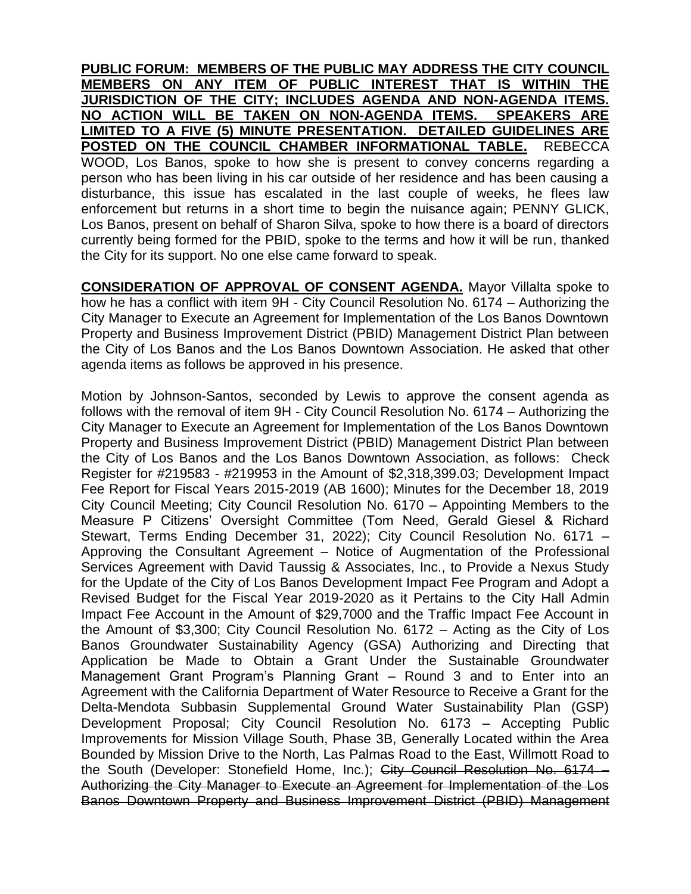**PUBLIC FORUM: MEMBERS OF THE PUBLIC MAY ADDRESS THE CITY COUNCIL MEMBERS ON ANY ITEM OF PUBLIC INTEREST THAT IS WITHIN THE JURISDICTION OF THE CITY; INCLUDES AGENDA AND NON-AGENDA ITEMS. NO ACTION WILL BE TAKEN ON NON-AGENDA ITEMS. SPEAKERS ARE LIMITED TO A FIVE (5) MINUTE PRESENTATION. DETAILED GUIDELINES ARE POSTED ON THE COUNCIL CHAMBER INFORMATIONAL TABLE.** REBECCA WOOD, Los Banos, spoke to how she is present to convey concerns regarding a person who has been living in his car outside of her residence and has been causing a disturbance, this issue has escalated in the last couple of weeks, he flees law enforcement but returns in a short time to begin the nuisance again; PENNY GLICK, Los Banos, present on behalf of Sharon Silva, spoke to how there is a board of directors currently being formed for the PBID, spoke to the terms and how it will be run, thanked the City for its support. No one else came forward to speak.

**CONSIDERATION OF APPROVAL OF CONSENT AGENDA.** Mayor Villalta spoke to how he has a conflict with item 9H - City Council Resolution No. 6174 – Authorizing the City Manager to Execute an Agreement for Implementation of the Los Banos Downtown Property and Business Improvement District (PBID) Management District Plan between the City of Los Banos and the Los Banos Downtown Association. He asked that other agenda items as follows be approved in his presence.

Motion by Johnson-Santos, seconded by Lewis to approve the consent agenda as follows with the removal of item 9H - City Council Resolution No. 6174 – Authorizing the City Manager to Execute an Agreement for Implementation of the Los Banos Downtown Property and Business Improvement District (PBID) Management District Plan between the City of Los Banos and the Los Banos Downtown Association, as follows: Check Register for #219583 - #219953 in the Amount of $2,318,399.03; Development Impact Fee Report for Fiscal Years 2015-2019 (AB 1600); Minutes for the December 18, 2019 City Council Meeting; City Council Resolution No. 6170 – Appointing Members to the Measure P Citizens' Oversight Committee (Tom Need, Gerald Giesel & Richard Stewart, Terms Ending December 31, 2022); City Council Resolution No. 6171 – Approving the Consultant Agreement – Notice of Augmentation of the Professional Services Agreement with David Taussig & Associates, Inc., to Provide a Nexus Study for the Update of the City of Los Banos Development Impact Fee Program and Adopt a Revised Budget for the Fiscal Year 2019-2020 as it Pertains to the City Hall Admin Impact Fee Account in the Amount of $29,7000 and the Traffic Impact Fee Account in the Amount of $3,300; City Council Resolution No. 6172 – Acting as the City of Los Banos Groundwater Sustainability Agency (GSA) Authorizing and Directing that Application be Made to Obtain a Grant Under the Sustainable Groundwater Management Grant Program's Planning Grant – Round 3 and to Enter into an Agreement with the California Department of Water Resource to Receive a Grant for the Delta-Mendota Subbasin Supplemental Ground Water Sustainability Plan (GSP) Development Proposal; City Council Resolution No. 6173 – Accepting Public Improvements for Mission Village South, Phase 3B, Generally Located within the Area Bounded by Mission Drive to the North, Las Palmas Road to the East, Willmott Road to the South (Developer: Stonefield Home, Inc.); ~~City Council Resolution No. 6174 – Authorizing the City Manager to Execute an Agreement for Implementation of the Los Banos Downtown Property and Business Improvement District (PBID) Management~~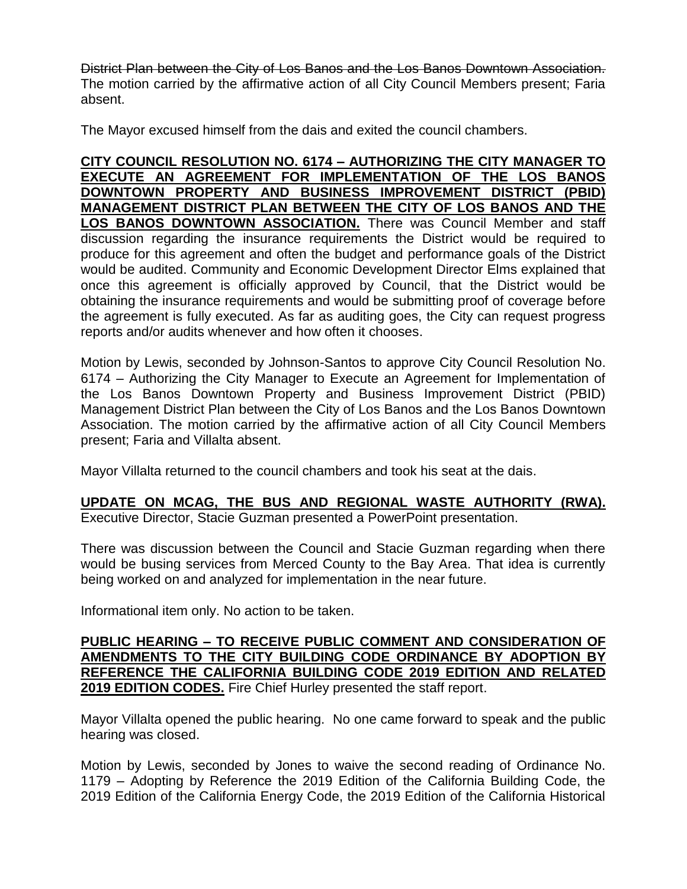~~District Plan between the City of Los Banos and the Los Banos Downtown Association.~~ The motion carried by the affirmative action of all City Council Members present; Faria absent.

The Mayor excused himself from the dais and exited the council chambers.

**CITY COUNCIL RESOLUTION NO. 6174 – AUTHORIZING THE CITY MANAGER TO EXECUTE AN AGREEMENT FOR IMPLEMENTATION OF THE LOS BANOS DOWNTOWN PROPERTY AND BUSINESS IMPROVEMENT DISTRICT (PBID) MANAGEMENT DISTRICT PLAN BETWEEN THE CITY OF LOS BANOS AND THE LOS BANOS DOWNTOWN ASSOCIATION.** There was Council Member and staff discussion regarding the insurance requirements the District would be required to produce for this agreement and often the budget and performance goals of the District would be audited. Community and Economic Development Director Elms explained that once this agreement is officially approved by Council, that the District would be obtaining the insurance requirements and would be submitting proof of coverage before the agreement is fully executed. As far as auditing goes, the City can request progress reports and/or audits whenever and how often it chooses.

Motion by Lewis, seconded by Johnson-Santos to approve City Council Resolution No. 6174 – Authorizing the City Manager to Execute an Agreement for Implementation of the Los Banos Downtown Property and Business Improvement District (PBID) Management District Plan between the City of Los Banos and the Los Banos Downtown Association. The motion carried by the affirmative action of all City Council Members present; Faria and Villalta absent.

Mayor Villalta returned to the council chambers and took his seat at the dais.

**UPDATE ON MCAG, THE BUS AND REGIONAL WASTE AUTHORITY (RWA).** Executive Director, Stacie Guzman presented a PowerPoint presentation.

There was discussion between the Council and Stacie Guzman regarding when there would be busing services from Merced County to the Bay Area. That idea is currently being worked on and analyzed for implementation in the near future.

Informational item only. No action to be taken.

**PUBLIC HEARING – TO RECEIVE PUBLIC COMMENT AND CONSIDERATION OF AMENDMENTS TO THE CITY BUILDING CODE ORDINANCE BY ADOPTION BY REFERENCE THE CALIFORNIA BUILDING CODE 2019 EDITION AND RELATED 2019 EDITION CODES.** Fire Chief Hurley presented the staff report.

Mayor Villalta opened the public hearing. No one came forward to speak and the public hearing was closed.

Motion by Lewis, seconded by Jones to waive the second reading of Ordinance No. 1179 – Adopting by Reference the 2019 Edition of the California Building Code, the 2019 Edition of the California Energy Code, the 2019 Edition of the California Historical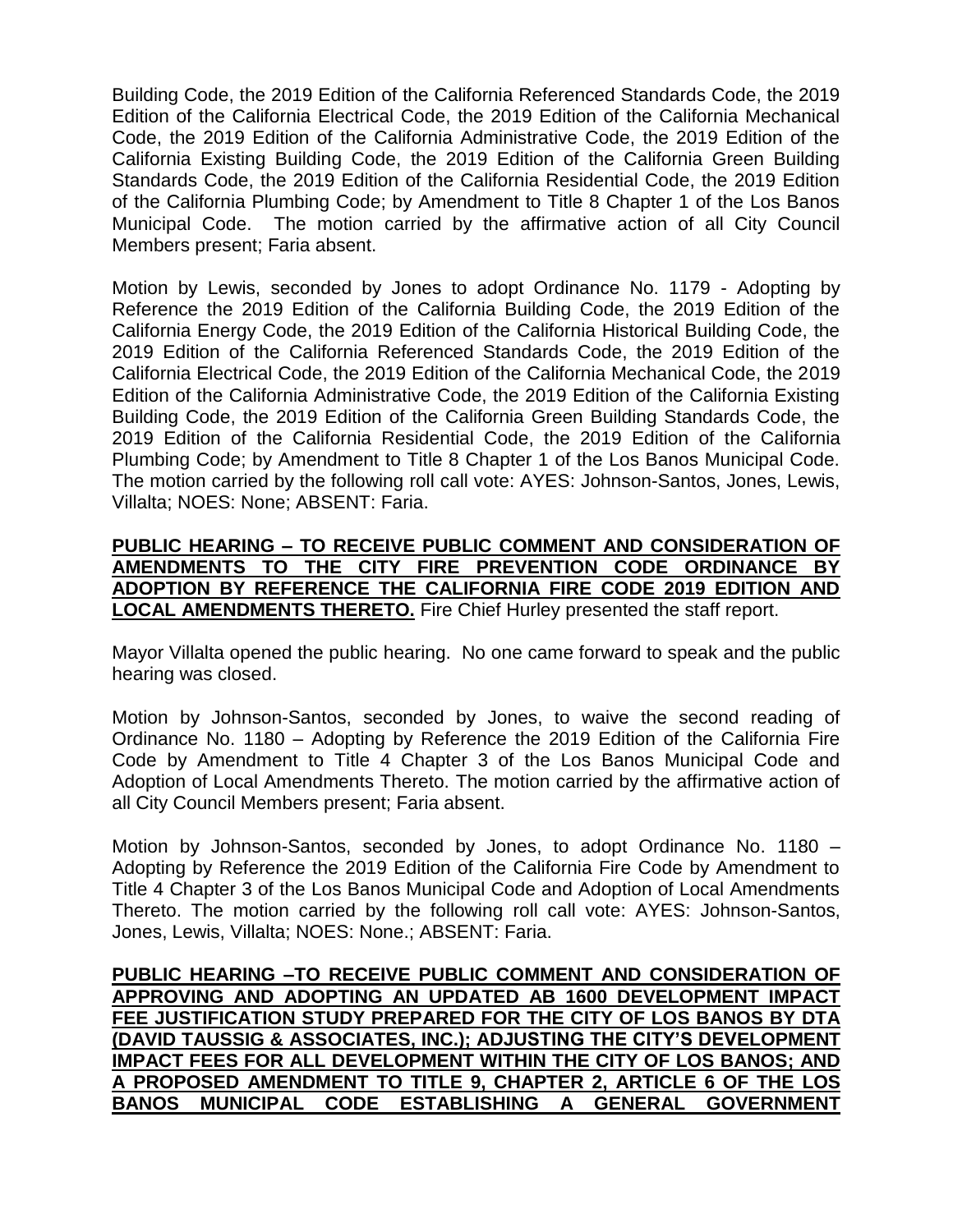Building Code, the 2019 Edition of the California Referenced Standards Code, the 2019 Edition of the California Electrical Code, the 2019 Edition of the California Mechanical Code, the 2019 Edition of the California Administrative Code, the 2019 Edition of the California Existing Building Code, the 2019 Edition of the California Green Building Standards Code, the 2019 Edition of the California Residential Code, the 2019 Edition of the California Plumbing Code; by Amendment to Title 8 Chapter 1 of the Los Banos Municipal Code. The motion carried by the affirmative action of all City Council Members present; Faria absent.

Motion by Lewis, seconded by Jones to adopt Ordinance No. 1179 - Adopting by Reference the 2019 Edition of the California Building Code, the 2019 Edition of the California Energy Code, the 2019 Edition of the California Historical Building Code, the 2019 Edition of the California Referenced Standards Code, the 2019 Edition of the California Electrical Code, the 2019 Edition of the California Mechanical Code, the 2019 Edition of the California Administrative Code, the 2019 Edition of the California Existing Building Code, the 2019 Edition of the California Green Building Standards Code, the 2019 Edition of the California Residential Code, the 2019 Edition of the California Plumbing Code; by Amendment to Title 8 Chapter 1 of the Los Banos Municipal Code. The motion carried by the following roll call vote: AYES: Johnson-Santos, Jones, Lewis, Villalta; NOES: None; ABSENT: Faria.

**PUBLIC HEARING – TO RECEIVE PUBLIC COMMENT AND CONSIDERATION OF AMENDMENTS TO THE CITY FIRE PREVENTION CODE ORDINANCE BY ADOPTION BY REFERENCE THE CALIFORNIA FIRE CODE 2019 EDITION AND LOCAL AMENDMENTS THERETO.** Fire Chief Hurley presented the staff report.

Mayor Villalta opened the public hearing. No one came forward to speak and the public hearing was closed.

Motion by Johnson-Santos, seconded by Jones, to waive the second reading of Ordinance No. 1180 – Adopting by Reference the 2019 Edition of the California Fire Code by Amendment to Title 4 Chapter 3 of the Los Banos Municipal Code and Adoption of Local Amendments Thereto. The motion carried by the affirmative action of all City Council Members present; Faria absent.

Motion by Johnson-Santos, seconded by Jones, to adopt Ordinance No. 1180 – Adopting by Reference the 2019 Edition of the California Fire Code by Amendment to Title 4 Chapter 3 of the Los Banos Municipal Code and Adoption of Local Amendments Thereto. The motion carried by the following roll call vote: AYES: Johnson-Santos, Jones, Lewis, Villalta; NOES: None.; ABSENT: Faria.

**PUBLIC HEARING –TO RECEIVE PUBLIC COMMENT AND CONSIDERATION OF APPROVING AND ADOPTING AN UPDATED AB 1600 DEVELOPMENT IMPACT FEE JUSTIFICATION STUDY PREPARED FOR THE CITY OF LOS BANOS BY DTA (DAVID TAUSSIG & ASSOCIATES, INC.); ADJUSTING THE CITY'S DEVELOPMENT IMPACT FEES FOR ALL DEVELOPMENT WITHIN THE CITY OF LOS BANOS; AND A PROPOSED AMENDMENT TO TITLE 9, CHAPTER 2, ARTICLE 6 OF THE LOS BANOS MUNICIPAL CODE ESTABLISHING A GENERAL GOVERNMENT**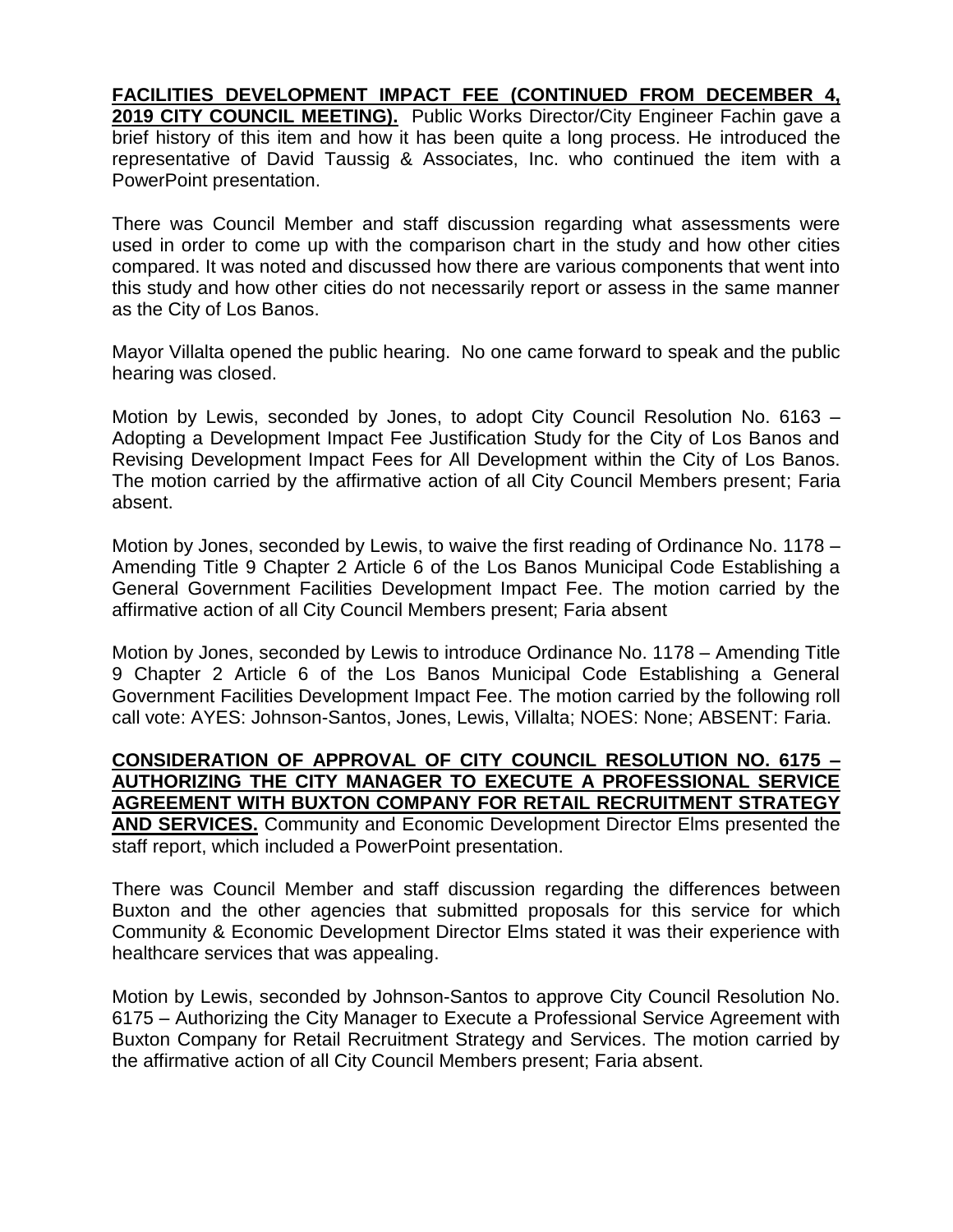**FACILITIES DEVELOPMENT IMPACT FEE (CONTINUED FROM DECEMBER 4, 2019 CITY COUNCIL MEETING).** Public Works Director/City Engineer Fachin gave a brief history of this item and how it has been quite a long process. He introduced the representative of David Taussig & Associates, Inc. who continued the item with a PowerPoint presentation.

There was Council Member and staff discussion regarding what assessments were used in order to come up with the comparison chart in the study and how other cities compared. It was noted and discussed how there are various components that went into this study and how other cities do not necessarily report or assess in the same manner as the City of Los Banos.

Mayor Villalta opened the public hearing. No one came forward to speak and the public hearing was closed.

Motion by Lewis, seconded by Jones, to adopt City Council Resolution No. 6163 – Adopting a Development Impact Fee Justification Study for the City of Los Banos and Revising Development Impact Fees for All Development within the City of Los Banos. The motion carried by the affirmative action of all City Council Members present; Faria absent.

Motion by Jones, seconded by Lewis, to waive the first reading of Ordinance No. 1178 – Amending Title 9 Chapter 2 Article 6 of the Los Banos Municipal Code Establishing a General Government Facilities Development Impact Fee. The motion carried by the affirmative action of all City Council Members present; Faria absent

Motion by Jones, seconded by Lewis to introduce Ordinance No. 1178 – Amending Title 9 Chapter 2 Article 6 of the Los Banos Municipal Code Establishing a General Government Facilities Development Impact Fee. The motion carried by the following roll call vote: AYES: Johnson-Santos, Jones, Lewis, Villalta; NOES: None; ABSENT: Faria.

**CONSIDERATION OF APPROVAL OF CITY COUNCIL RESOLUTION NO. 6175 – AUTHORIZING THE CITY MANAGER TO EXECUTE A PROFESSIONAL SERVICE AGREEMENT WITH BUXTON COMPANY FOR RETAIL RECRUITMENT STRATEGY AND SERVICES.** Community and Economic Development Director Elms presented the staff report, which included a PowerPoint presentation.

There was Council Member and staff discussion regarding the differences between Buxton and the other agencies that submitted proposals for this service for which Community & Economic Development Director Elms stated it was their experience with healthcare services that was appealing.

Motion by Lewis, seconded by Johnson-Santos to approve City Council Resolution No. 6175 – Authorizing the City Manager to Execute a Professional Service Agreement with Buxton Company for Retail Recruitment Strategy and Services. The motion carried by the affirmative action of all City Council Members present; Faria absent.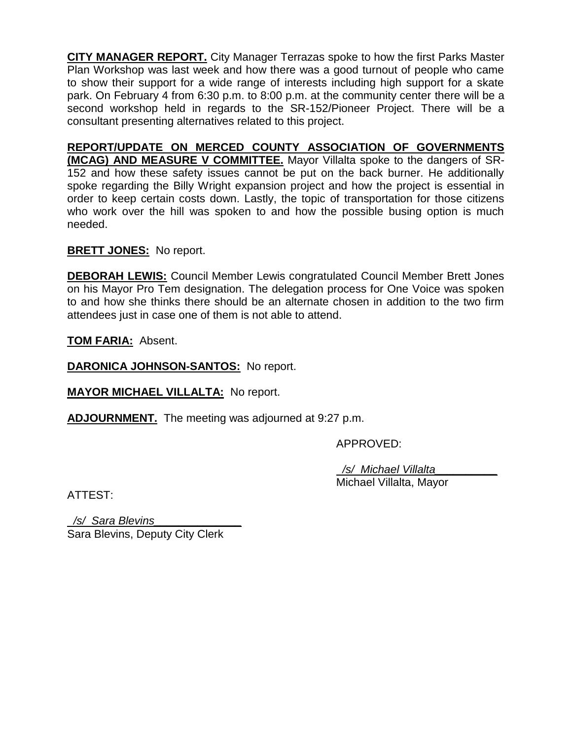**CITY MANAGER REPORT.** City Manager Terrazas spoke to how the first Parks Master Plan Workshop was last week and how there was a good turnout of people who came to show their support for a wide range of interests including high support for a skate park. On February 4 from 6:30 p.m. to 8:00 p.m. at the community center there will be a second workshop held in regards to the SR-152/Pioneer Project. There will be a consultant presenting alternatives related to this project.

**REPORT/UPDATE ON MERCED COUNTY ASSOCIATION OF GOVERNMENTS (MCAG) AND MEASURE V COMMITTEE.** Mayor Villalta spoke to the dangers of SR-152 and how these safety issues cannot be put on the back burner. He additionally spoke regarding the Billy Wright expansion project and how the project is essential in order to keep certain costs down. Lastly, the topic of transportation for those citizens who work over the hill was spoken to and how the possible busing option is much needed.

**BRETT JONES:** No report.

**DEBORAH LEWIS:** Council Member Lewis congratulated Council Member Brett Jones on his Mayor Pro Tem designation. The delegation process for One Voice was spoken to and how she thinks there should be an alternate chosen in addition to the two firm attendees just in case one of them is not able to attend.

**TOM FARIA:** Absent.

**DARONICA JOHNSON-SANTOS:** No report.

**MAYOR MICHAEL VILLALTA:** No report.

**ADJOURNMENT.** The meeting was adjourned at 9:27 p.m.

APPROVED:

*/s/ Michael Villalta*
Michael Villalta, Mayor

ATTEST:

*/s/ Sara Blevins*
Sara Blevins, Deputy City Clerk